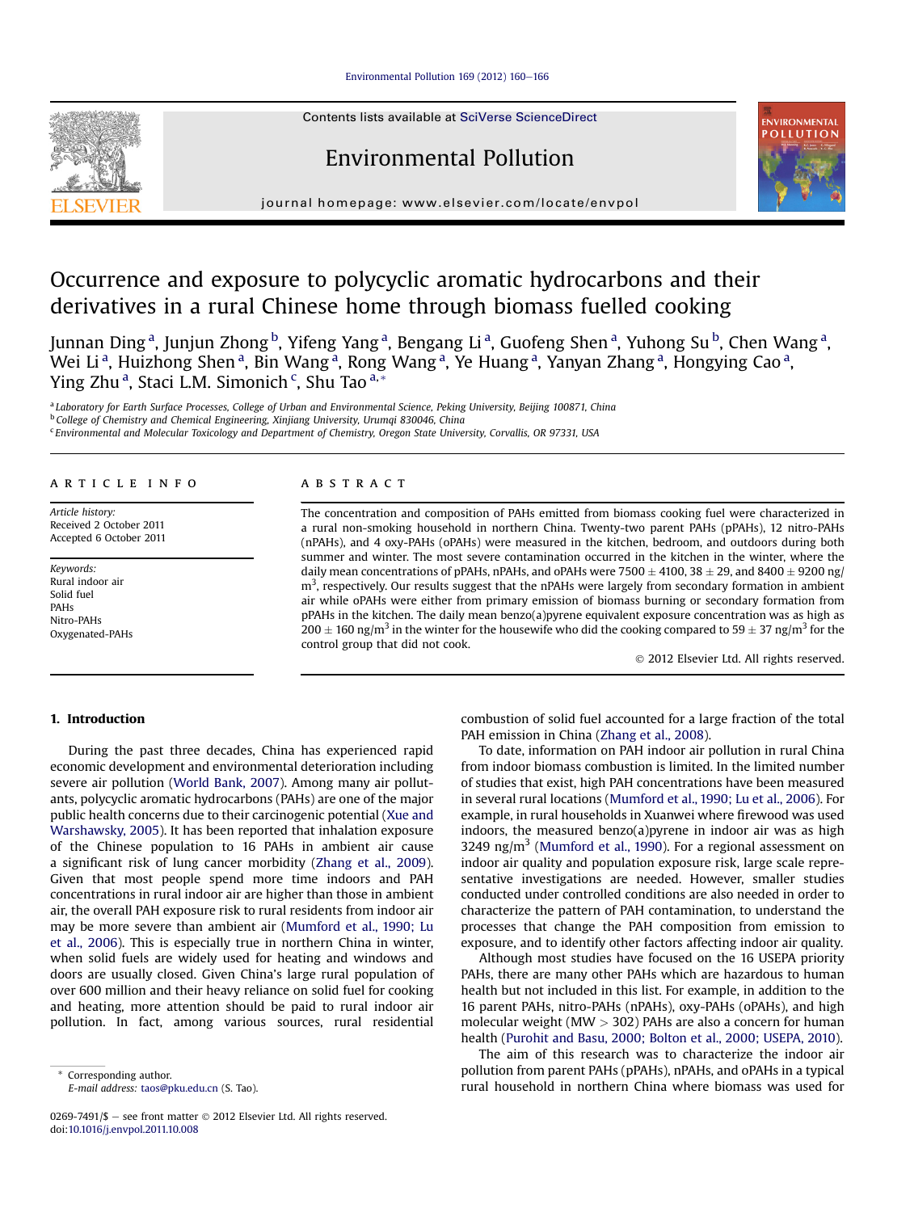# Occurrence and exposure to polycyclic aromatic hydrocarbons and their derivatives in a rural Chinese home through biomass fuelled cooking

Junnan Ding[a], Junjun Zhong[b], Yifeng Yang[a], Bengang Li[a], Guofeng Shen[a], Yuhong Su[b], Chen Wang[a], Wei Li[a], Huizhong Shen[a], Bin Wang[a], Rong Wang[a], Ye Huang[a], Yanyan Zhang[a], Hongying Cao[a], Ying Zhu[a], Staci L.M. Simonich[c], Shu Tao[a,*]

[a] Laboratory for Earth Surface Processes, College of Urban and Environmental Science, Peking University, Beijing 100871, China

[b] College of Chemistry and Chemical Engineering, Xinjiang University, Urumqi 830046, China

[c] Environmental and Molecular Toxicology and Department of Chemistry, Oregon State University, Corvallis, OR 97331, USA

## ARTICLE INFO

*Article history:*
Received 2 October 2011
Accepted 6 October 2011

*Keywords:*
Rural indoor air
Solid fuel
PAHs
Nitro-PAHs
Oxygenated-PAHs

## ABSTRACT

The concentration and composition of PAHs emitted from biomass cooking fuel were characterized in a rural non-smoking household in northern China. Twenty-two parent PAHs (pPAHs), 12 nitro-PAHs (nPAHs), and 4 oxy-PAHs (oPAHs) were measured in the kitchen, bedroom, and outdoors during both summer and winter. The most severe contamination occurred in the kitchen in the winter, where the daily mean concentrations of pPAHs, nPAHs, and oPAHs were $7500 \pm 4100$, $38 \pm 29$, and $8400 \pm 9200$ ng/m$^3$, respectively. Our results suggest that the nPAHs were largely from secondary formation in ambient air while oPAHs were either from primary emission of biomass burning or secondary formation from pPAHs in the kitchen. The daily mean benzo(a)pyrene equivalent exposure concentration was as high as $200 \pm 160$ ng/m$^3$ in the winter for the housewife who did the cooking compared to $59 \pm 37$ ng/m$^3$ for the control group that did not cook.

© 2012 Elsevier Ltd. All rights reserved.

## 1. Introduction

During the past three decades, China has experienced rapid economic development and environmental deterioration including severe air pollution (World Bank, 2007). Among many air pollutants, polycyclic aromatic hydrocarbons (PAHs) are one of the major public health concerns due to their carcinogenic potential (Xue and Warshawsky, 2005). It has been reported that inhalation exposure of the Chinese population to 16 PAHs in ambient air cause a significant risk of lung cancer morbidity (Zhang et al., 2009). Given that most people spend more time indoors and PAH concentrations in rural indoor air are higher than those in ambient air, the overall PAH exposure risk to rural residents from indoor air may be more severe than ambient air (Mumford et al., 1990; Lu et al., 2006). This is especially true in northern China in winter, when solid fuels are widely used for heating and windows and doors are usually closed. Given China's large rural population of over 600 million and their heavy reliance on solid fuel for cooking and heating, more attention should be paid to rural indoor air pollution. In fact, among various sources, rural residential combustion of solid fuel accounted for a large fraction of the total PAH emission in China (Zhang et al., 2008).

To date, information on PAH indoor air pollution in rural China from indoor biomass combustion is limited. In the limited number of studies that exist, high PAH concentrations have been measured in several rural locations (Mumford et al., 1990; Lu et al., 2006). For example, in rural households in Xuanwei where firewood was used indoors, the measured benzo(a)pyrene in indoor air was as high 3249 ng/m$^3$ (Mumford et al., 1990). For a regional assessment on indoor air quality and population exposure risk, large scale representative investigations are needed. However, smaller studies conducted under controlled conditions are also needed in order to characterize the pattern of PAH contamination, to understand the processes that change the PAH composition from emission to exposure, and to identify other factors affecting indoor air quality.

Although most studies have focused on the 16 USEPA priority PAHs, there are many other PAHs which are hazardous to human health but not included in this list. For example, in addition to the 16 parent PAHs, nitro-PAHs (nPAHs), oxy-PAHs (oPAHs), and high molecular weight (MW > 302) PAHs are also a concern for human health (Purohit and Basu, 2000; Bolton et al., 2000; USEPA, 2010).

The aim of this research was to characterize the indoor air pollution from parent PAHs (pPAHs), nPAHs, and oPAHs in a typical rural household in northern China where biomass was used for

\* Corresponding author.
E-mail address: taos@pku.edu.cn (S. Tao).

0269-7491/$ – see front matter © 2012 Elsevier Ltd. All rights reserved.
doi:10.1016/j.envpol.2011.10.008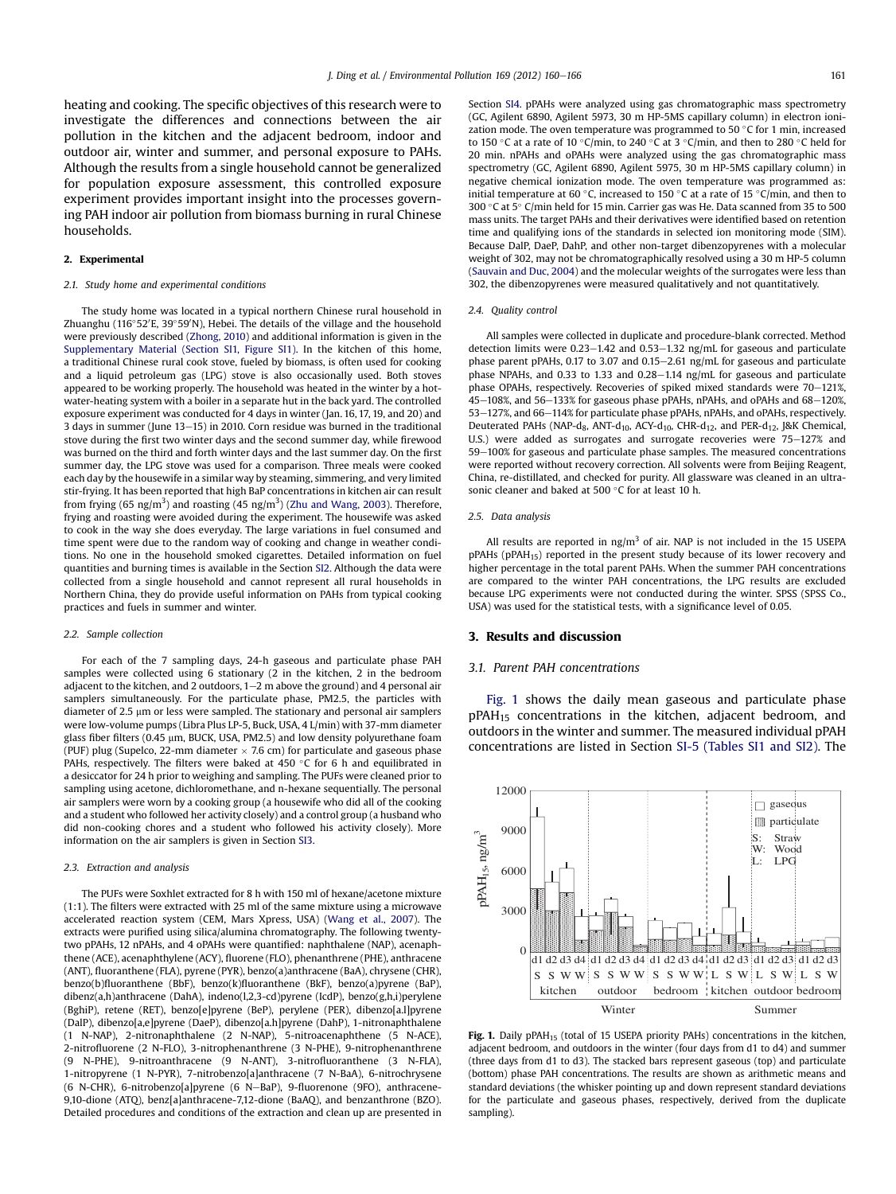heating and cooking. The specific objectives of this research were to investigate the differences and connections between the air pollution in the kitchen and the adjacent bedroom, indoor and outdoor air, winter and summer, and personal exposure to PAHs. Although the results from a single household cannot be generalized for population exposure assessment, this controlled exposure experiment provides important insight into the processes governing PAH indoor air pollution from biomass burning in rural Chinese households.

## 2. Experimental

### 2.1. Study home and experimental conditions

The study home was located in a typical northern Chinese rural household in Zhuanghu (116°52′E, 39°59′N), Hebei. The details of the village and the household were previously described (Zhong, 2010) and additional information is given in the Supplementary Material (Section SI1, Figure SI1). In the kitchen of this home, a traditional Chinese rural cook stove, fueled by biomass, is often used for cooking and a liquid petroleum gas (LPG) stove is also occasionally used. Both stoves appeared to be working properly. The household was heated in the winter by a hot-water-heating system with a boiler in a separate hut in the back yard. The controlled exposure experiment was conducted for 4 days in winter (Jan. 16, 17, 19, and 20) and 3 days in summer (June 13–15) in 2010. Corn residue was burned in the traditional stove during the first two winter days and the second summer day, while firewood was burned on the third and forth winter days and the last summer day. On the first summer day, the LPG stove was used for a comparison. Three meals were cooked each day by the housewife in a similar way by steaming, simmering, and very limited stir-frying. It has been reported that high BaP concentrations in kitchen air can result from frying (65 ng/m$^3$) and roasting (45 ng/m$^3$) (Zhu and Wang, 2003). Therefore, frying and roasting were avoided during the experiment. The housewife was asked to cook in the way she does everyday. The large variations in fuel consumed and time spent were due to the random way of cooking and change in weather conditions. No one in the household smoked cigarettes. Detailed information on fuel quantities and burning times is available in the Section SI2. Although the data were collected from a single household and cannot represent all rural households in Northern China, they do provide useful information on PAHs from typical cooking practices and fuels in summer and winter.

### 2.2. Sample collection

For each of the 7 sampling days, 24-h gaseous and particulate phase PAH samples were collected using 6 stationary (2 in the kitchen, 2 in the bedroom adjacent to the kitchen, and 2 outdoors, 1–2 m above the ground) and 4 personal air samplers simultaneously. For the particulate phase, PM2.5, the particles with diameter of 2.5 μm or less were sampled. The stationary and personal air samplers were low-volume pumps (Libra Plus LP-5, Buck, USA, 4 L/min) with 37-mm diameter glass fiber filters (0.45 μm, BUCK, USA, PM2.5) and low density polyurethane foam (PUF) plug (Supelco, 22-mm diameter × 7.6 cm) for particulate and gaseous phase PAHs, respectively. The filters were baked at 450 °C for 6 h and equilibrated in a desiccator for 24 h prior to weighing and sampling. The PUFs were cleaned prior to sampling using acetone, dichloromethane, and n-hexane sequentially. The personal air samplers were worn by a cooking group (a housewife who did all of the cooking and a student who followed her activity closely) and a control group (a husband who did non-cooking chores and a student who followed his activity closely). More information on the air samplers is given in Section SI3.

### 2.3. Extraction and analysis

The PUFs were Soxhlet extracted for 8 h with 150 ml of hexane/acetone mixture (1:1). The filters were extracted with 25 ml of the same mixture using a microwave accelerated reaction system (CEM, Mars Xpress, USA) (Wang et al., 2007). The extracts were purified using silica/alumina chromatography. The following twenty-two pPAHs, 12 nPAHs, and 4 oPAHs were quantified: naphthalene (NAP), acenaphthene (ACE), acenaphthylene (ACY), fluorene (FLO), phenanthrene (PHE), anthracene (ANT), fluoranthene (FLA), pyrene (PYR), benzo(a)anthracene (BaA), chrysene (CHR), benzo(b)fluoranthene (BbF), benzo(k)fluoranthene (BkF), benzo(a)pyrene (BaP), dibenz(a,h)anthracene (DahA), indeno(l,2,3-cd)pyrene (IcdP), benzo(g,h,i)perylene (BghiP), retene (RET), benzo[e]pyrene (BeP), perylene (PER), dibenzo[a.l]pyrene (DalP), dibenzo[a,e]pyrene (DaeP), dibenzo[a.h]pyrene (DahP), 1-nitronaphthalene (1 N-NAP), 2-nitronaphthalene (2 N-NAP), 5-nitroacenaphthene (5 N-ACE), 2-nitrofluorene (2 N-FLO), 3-nitrophenanthrene (3 N-PHE), 9-nitrophenanthrene (9 N-PHE), 9-nitroanthracene (9 N-ANT), 3-nitrofluoranthene (3 N-FLA), 1-nitropyrene (1 N-PYR), 7-nitrobenzo[a]anthracene (7 N-BaA), 6-nitrochrysene (6 N-CHR), 6-nitrobenzo[a]pyrene (6 N–BaP), 9-fluorenone (9FO), anthracene-9,10-dione (ATQ), benz[a]anthracene-7,12-dione (BaAQ), and benzanthrone (BZO). Detailed procedures and conditions of the extraction and clean up are presented in Section SI4. pPAHs were analyzed using gas chromatographic mass spectrometry (GC, Agilent 6890, Agilent 5973, 30 m HP-5MS capillary column) in electron ionization mode. The oven temperature was programmed to 50 °C for 1 min, increased to 150 °C at a rate of 10 °C/min, to 240 °C at 3 °C/min, and then to 280 °C held for 20 min. nPAHs and oPAHs were analyzed using the gas chromatographic mass spectrometry (GC, Agilent 6890, Agilent 5975, 30 m HP-5MS capillary column) in negative chemical ionization mode. The oven temperature was programmed as: initial temperature at 60 °C, increased to 150 °C at a rate of 15 °C/min, and then to 300 °C at 5° C/min held for 15 min. Carrier gas was He. Data scanned from 35 to 500 mass units. The target PAHs and their derivatives were identified based on retention time and qualifying ions of the standards in selected ion monitoring mode (SIM). Because DalP, DaeP, DahP, and other non-target dibenzopyrenes with a molecular weight of 302, may not be chromatographically resolved using a 30 m HP-5 column (Sauvain and Duc, 2004) and the molecular weights of the surrogates were less than 302, the dibenzopyrenes were measured qualitatively and not quantitatively.

### 2.4. Quality control

All samples were collected in duplicate and procedure-blank corrected. Method detection limits were 0.23–1.42 and 0.53–1.32 ng/mL for gaseous and particulate phase parent pPAHs, 0.17 to 3.07 and 0.15–2.61 ng/mL for gaseous and particulate phase NPAHs, and 0.33 to 1.33 and 0.28–1.14 ng/mL for gaseous and particulate phase OPAHs, respectively. Recoveries of spiked mixed standards were 70–121%, 45–108%, and 56–133% for gaseous phase pPAHs, nPAHs, and oPAHs and 68–120%, 53–127%, and 66–114% for particulate phase pPAHs, nPAHs, and oPAHs, respectively. Deuterated PAHs (NAP-$d_8$, ANT-$d_{10}$, ACY-$d_{10}$, CHR-$d_{12}$, and PER-$d_{12}$, J&K Chemical, U.S.) were added as surrogates and surrogate recoveries were 75–127% and 59–100% for gaseous and particulate phase samples. The measured concentrations were reported without recovery correction. All solvents were from Beijing Reagent, China, re-distilled, and checked for purity. All glassware was cleaned in an ultrasonic cleaner and baked at 500 °C for at least 10 h.

### 2.5. Data analysis

All results are reported in ng/m$^3$ of air. NAP is not included in the 15 USEPA pPAHs (pPAH$_{15}$) reported in the present study because of its lower recovery and higher percentage in the total parent PAHs. When the summer PAH concentrations are compared to the winter PAH concentrations, the LPG results are excluded because LPG experiments were not conducted during the winter. SPSS (SPSS Co., USA) was used for the statistical tests, with a significance level of 0.05.

## 3. Results and discussion

### 3.1. Parent PAH concentrations

Fig. 1 shows the daily mean gaseous and particulate phase pPAH$_{15}$ concentrations in the kitchen, adjacent bedroom, and outdoors in the winter and summer. The measured individual pPAH concentrations are listed in Section SI-5 (Tables SI1 and SI2). The

**Fig. 1.** Daily pPAH$_{15}$ (total of 15 USEPA priority PAHs) concentrations in the kitchen, adjacent bedroom, and outdoors in the winter (four days from d1 to d4) and summer (three days from d1 to d3). The stacked bars represent gaseous (top) and particulate (bottom) phase PAH concentrations. The results are shown as arithmetic means and standard deviations (the whisker pointing up and down represent standard deviations for the particulate and gaseous phases, respectively, derived from the duplicate sampling).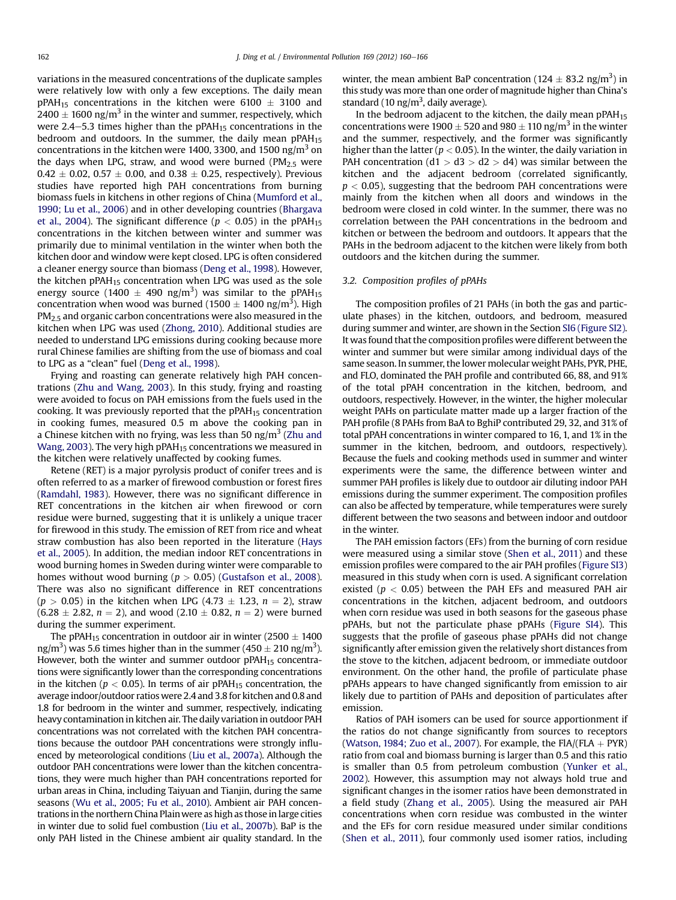variations in the measured concentrations of the duplicate samples were relatively low with only a few exceptions. The daily mean $pPAH_{15}$ concentrations in the kitchen were $6100 \pm 3100$ and $2400 \pm 1600$ ng/m$^3$ in the winter and summer, respectively, which were 2.4–5.3 times higher than the $pPAH_{15}$ concentrations in the bedroom and outdoors. In the summer, the daily mean $pPAH_{15}$ concentrations in the kitchen were 1400, 3300, and 1500 ng/m$^3$ on the days when LPG, straw, and wood were burned ($PM_{2.5}$ were $0.42 \pm 0.02$, $0.57 \pm 0.00$, and $0.38 \pm 0.25$, respectively). Previous studies have reported high PAH concentrations from burning biomass fuels in kitchens in other regions of China (Mumford et al., 1990; Lu et al., 2006) and in other developing countries (Bhargava et al., 2004). The significant difference ($p < 0.05$) in the $pPAH_{15}$ concentrations in the kitchen between winter and summer was primarily due to minimal ventilation in the winter when both the kitchen door and window were kept closed. LPG is often considered a cleaner energy source than biomass (Deng et al., 1998). However, the kitchen $pPAH_{15}$ concentration when LPG was used as the sole energy source ($1400 \pm 490$ ng/m$^3$) was similar to the $pPAH_{15}$ concentration when wood was burned ($1500 \pm 1400$ ng/m$^3$). High $PM_{2.5}$ and organic carbon concentrations were also measured in the kitchen when LPG was used (Zhong, 2010). Additional studies are needed to understand LPG emissions during cooking because more rural Chinese families are shifting from the use of biomass and coal to LPG as a "clean" fuel (Deng et al., 1998).

Frying and roasting can generate relatively high PAH concentrations (Zhu and Wang, 2003). In this study, frying and roasting were avoided to focus on PAH emissions from the fuels used in the cooking. It was previously reported that the $pPAH_{15}$ concentration in cooking fumes, measured 0.5 m above the cooking pan in a Chinese kitchen with no frying, was less than 50 ng/m$^3$ (Zhu and Wang, 2003). The very high $pPAH_{15}$ concentrations we measured in the kitchen were relatively unaffected by cooking fumes.

Retene (RET) is a major pyrolysis product of conifer trees and is often referred to as a marker of firewood combustion or forest fires (Ramdahl, 1983). However, there was no significant difference in RET concentrations in the kitchen air when firewood or corn residue were burned, suggesting that it is unlikely a unique tracer for firewood in this study. The emission of RET from rice and wheat straw combustion has also been reported in the literature (Hays et al., 2005). In addition, the median indoor RET concentrations in wood burning homes in Sweden during winter were comparable to homes without wood burning ($p > 0.05$) (Gustafson et al., 2008). There was also no significant difference in RET concentrations ($p > 0.05$) in the kitchen when LPG ($4.73 \pm 1.23$, $n = 2$), straw ($6.28 \pm 2.82$, $n = 2$), and wood ($2.10 \pm 0.82$, $n = 2$) were burned during the summer experiment.

The $pPAH_{15}$ concentration in outdoor air in winter ($2500 \pm 1400$ ng/m$^3$) was 5.6 times higher than in the summer ($450 \pm 210$ ng/m$^3$). However, both the winter and summer outdoor $pPAH_{15}$ concentrations were significantly lower than the corresponding concentrations in the kitchen ($p < 0.05$). In terms of air $pPAH_{15}$ concentration, the average indoor/outdoor ratios were 2.4 and 3.8 for kitchen and 0.8 and 1.8 for bedroom in the winter and summer, respectively, indicating heavy contamination in kitchen air. The daily variation in outdoor PAH concentrations was not correlated with the kitchen PAH concentrations because the outdoor PAH concentrations were strongly influenced by meteorological conditions (Liu et al., 2007a). Although the outdoor PAH concentrations were lower than the kitchen concentrations, they were much higher than PAH concentrations reported for urban areas in China, including Taiyuan and Tianjin, during the same seasons (Wu et al., 2005; Fu et al., 2010). Ambient air PAH concentrations in the northern China Plain were as high as those in large cities in winter due to solid fuel combustion (Liu et al., 2007b). BaP is the only PAH listed in the Chinese ambient air quality standard. In the winter, the mean ambient BaP concentration ($124 \pm 83.2$ ng/m$^3$) in this study was more than one order of magnitude higher than China's standard (10 ng/m$^3$, daily average).

In the bedroom adjacent to the kitchen, the daily mean $pPAH_{15}$ concentrations were $1900 \pm 520$ and $980 \pm 110$ ng/m$^3$ in the winter and the summer, respectively, and the former was significantly higher than the latter ($p < 0.05$). In the winter, the daily variation in PAH concentration (d1 > d3 > d2 > d4) was similar between the kitchen and the adjacent bedroom (correlated significantly, $p < 0.05$), suggesting that the bedroom PAH concentrations were mainly from the kitchen when all doors and windows in the bedroom were closed in cold winter. In the summer, there was no correlation between the PAH concentrations in the bedroom and kitchen or between the bedroom and outdoors. It appears that the PAHs in the bedroom adjacent to the kitchen were likely from both outdoors and the kitchen during the summer.

### 3.2. Composition profiles of pPAHs

The composition profiles of 21 PAHs (in both the gas and particulate phases) in the kitchen, outdoors, and bedroom, measured during summer and winter, are shown in the Section SI6 (Figure SI2). It was found that the composition profiles were different between the winter and summer but were similar among individual days of the same season. In summer, the lower molecular weight PAHs, PYR, PHE, and FLO, dominated the PAH profile and contributed 66, 88, and 91% of the total pPAH concentration in the kitchen, bedroom, and outdoors, respectively. However, in the winter, the higher molecular weight PAHs on particulate matter made up a larger fraction of the PAH profile (8 PAHs from BaA to BghiP contributed 29, 32, and 31% of total pPAH concentrations in winter compared to 16, 1, and 1% in the summer in the kitchen, bedroom, and outdoors, respectively). Because the fuels and cooking methods used in summer and winter experiments were the same, the difference between winter and summer PAH profiles is likely due to outdoor air diluting indoor PAH emissions during the summer experiment. The composition profiles can also be affected by temperature, while temperatures were surely different between the two seasons and between indoor and outdoor in the winter.

The PAH emission factors (EFs) from the burning of corn residue were measured using a similar stove (Shen et al., 2011) and these emission profiles were compared to the air PAH profiles (Figure SI3) measured in this study when corn is used. A significant correlation existed ($p < 0.05$) between the PAH EFs and measured PAH air concentrations in the kitchen, adjacent bedroom, and outdoors when corn residue was used in both seasons for the gaseous phase pPAHs, but not the particulate phase pPAHs (Figure SI4). This suggests that the profile of gaseous phase pPAHs did not change significantly after emission given the relatively short distances from the stove to the kitchen, adjacent bedroom, or immediate outdoor environment. On the other hand, the profile of particulate phase pPAHs appears to have changed significantly from emission to air likely due to partition of PAHs and deposition of particulates after emission.

Ratios of PAH isomers can be used for source apportionment if the ratios do not change significantly from sources to receptors (Watson, 1984; Zuo et al., 2007). For example, the FlA/(FLA + PYR) ratio from coal and biomass burning is larger than 0.5 and this ratio is smaller than 0.5 from petroleum combustion (Yunker et al., 2002). However, this assumption may not always hold true and significant changes in the isomer ratios have been demonstrated in a field study (Zhang et al., 2005). Using the measured air PAH concentrations when corn residue was combusted in the winter and the EFs for corn residue measured under similar conditions (Shen et al., 2011), four commonly used isomer ratios, including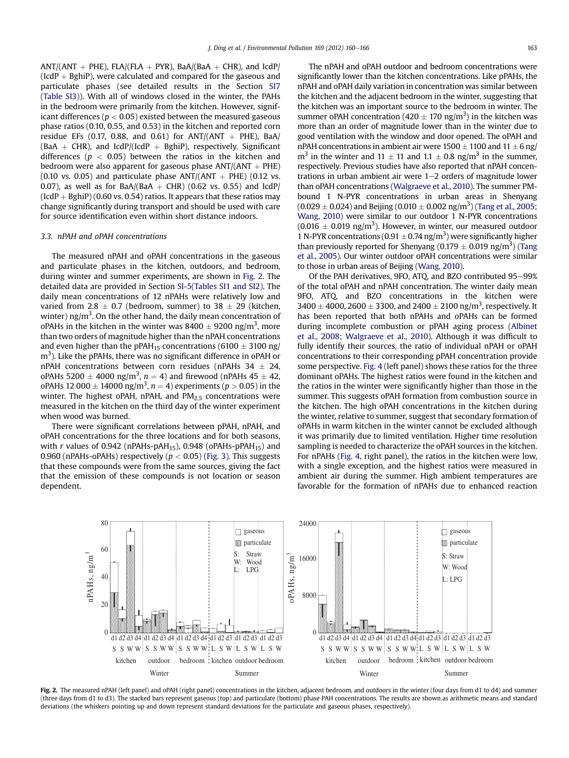ANT/(ANT + PHE), FLA/(FLA + PYR), BaA/(BaA + CHR), and IcdP/(IcdP + BghiP), were calculated and compared for the gaseous and particulate phases (see detailed results in the Section SI7 (Table SI3)). With all of windows closed in the winter, the PAHs in the bedroom were primarily from the kitchen. However, significant differences ($p < 0.05$) existed between the measured gaseous phase ratios (0.10, 0.55, and 0.53) in the kitchen and reported corn residue EFs (0.17, 0.88, and 0.61) for ANT/(ANT + PHE), BaA/(BaA + CHR), and IcdP/(IcdP + BghiP), respectively. Significant differences ($p < 0.05$) between the ratios in the kitchen and bedroom were also apparent for gaseous phase ANT/(ANT + PHE) (0.10 vs. 0.05) and particulate phase ANT/(ANT + PHE) (0.12 vs. 0.07), as well as for BaA/(BaA + CHR) (0.62 vs. 0.55) and IcdP/(IcdP + BghiP) (0.60 vs. 0.54) ratios. It appears that these ratios may change significantly during transport and should be used with care for source identification even within short distance indoors.

### 3.3. nPAH and oPAH concentrations

The measured nPAH and oPAH concentrations in the gaseous and particulate phases in the kitchen, outdoors, and bedroom, during winter and summer experiments, are shown in Fig. 2. The detailed data are provided in Section SI-5(Tables SI1 and SI2). The daily mean concentrations of 12 nPAHs were relatively low and varied from 2.8 ± 0.7 (bedroom, summer) to 38 ± 29 (kitchen, winter) ng/m$^3$. On the other hand, the daily mean concentration of oPAHs in the kitchen in the winter was 8400 ± 9200 ng/m$^3$, more than two orders of magnitude higher than the nPAH concentrations and even higher than the pPAH$_{15}$ concentrations (6100 ± 3100 ng/m$^3$). Like the pPAHs, there was no significant difference in oPAH or nPAH concentrations between corn residues (nPAHs 34 ± 24, oPAHs 5200 ± 4000 ng/m$^3$, $n = 4$) and firewood (nPAHs 45 ± 42, oPAHs 12 000 ± 14000 ng/m$^3$, $n = 4$) experiments ($p > 0.05$) in the winter. The highest oPAH, nPAH, and PM$_{2.5}$ concentrations were measured in the kitchen on the third day of the winter experiment when wood was burned.

There were significant correlations between pPAH, nPAH, and oPAH concentrations for the three locations and for both seasons, with $r$ values of 0.942 (nPAHs-pAH$_{15}$), 0.948 (oPAHs-pPAH$_{15}$) and 0.960 (nPAHs-oPAHs) respectively ($p < 0.05$) (Fig. 3). This suggests that these compounds were from the same sources, giving the fact that the emission of these compounds is not location or season dependent.

The nPAH and oPAH outdoor and bedroom concentrations were significantly lower than the kitchen concentrations. Like pPAHs, the nPAH and oPAH daily variation in concentration was similar between the kitchen and the adjacent bedroom in the winter, suggesting that the kitchen was an important source to the bedroom in winter. The summer oPAH concentration (420 ± 170 ng/m$^3$) in the kitchen was more than an order of magnitude lower than in the winter due to good ventilation with the window and door opened. The oPAH and nPAH concentrations in ambient air were 1500 ± 1100 and 11 ± 6 ng/m$^3$ in the winter and 11 ± 11 and 1.1 ± 0.8 ng/m$^3$ in the summer, respectively. Previous studies have also reported that nPAH concentrations in urban ambient air were 1–2 orders of magnitude lower than oPAH concentrations (Walgraeve et al., 2010). The summer PM-bound 1 N-PYR concentrations in urban areas in Shenyang (0.029 ± 0.024) and Beijing (0.010 ± 0.002 ng/m$^3$) (Tang et al., 2005; Wang, 2010) were similar to our outdoor 1 N-PYR concentrations (0.016 ± 0.019 ng/m$^3$). However, in winter, our measured outdoor 1 N-PYR concentrations (0.91 ± 0.74 ng/m$^3$) were significantly higher than previously reported for Shenyang (0.179 ± 0.019 ng/m$^3$) (Tang et al., 2005). Our winter outdoor oPAH concentrations were similar to those in urban areas of Beijing (Wang, 2010).

Of the PAH derivatives, 9FO, ATQ, and BZO contributed 95–99% of the total oPAH and nPAH concentration. The winter daily mean 9FO, ATQ, and BZO concentrations in the kitchen were 3400 ± 4000, 2600 ± 3300, and 2400 ± 2100 ng/m$^3$, respectively. It has been reported that both nPAHs and oPAHs can be formed during incomplete combustion or pPAH aging process (Albinet et al., 2008; Walgraeve et al., 2010). Although it was difficult to fully identify their sources, the ratio of individual nPAH or oPAH concentrations to their corresponding pPAH concentration provide some perspective. Fig. 4 (left panel) shows these ratios for the three dominant oPAHs. The highest ratios were found in the kitchen and the ratios in the winter were significantly higher than those in the summer. This suggests oPAH formation from combustion source in the kitchen. The high oPAH concentrations in the kitchen during the winter, relative to summer, suggest that secondary formation of oPAHs in warm kitchen in the winter cannot be excluded although it was primarily due to limited ventilation. Higher time resolution sampling is needed to characterize the oPAH sources in the kitchen. For nPAHs (Fig. 4, right panel), the ratios in the kitchen were low, with a single exception, and the highest ratios were measured in ambient air during the summer. High ambient temperatures are favorable for the formation of nPAHs due to enhanced reaction

**Fig. 2.** The measured nPAH (left panel) and oPAH (right panel) concentrations in the kitchen, adjacent bedroom, and outdoors in the winter (four days from d1 to d4) and summer (three days from d1 to d3). The stacked bars represent gaseous (top) and particulate (bottom) phase PAH concentrations. The results are shown as arithmetic means and standard deviations (the whiskers pointing up and down represent standard deviations for the particulate and gaseous phases, respectively).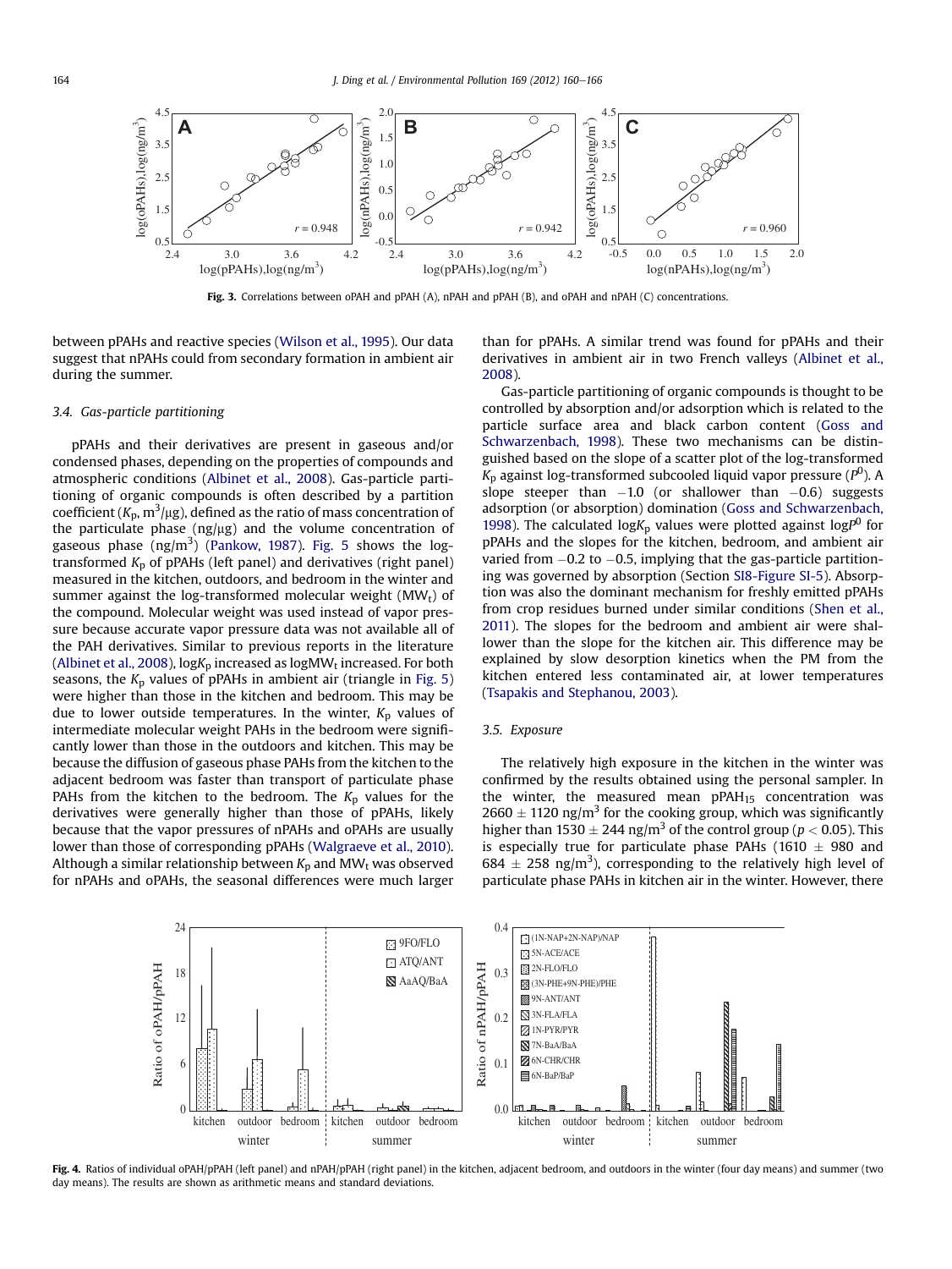Fig. 3. Correlations between oPAH and pPAH (A), nPAH and pPAH (B), and oPAH and nPAH (C) concentrations.

between pPAHs and reactive species (Wilson et al., 1995). Our data suggest that nPAHs could from secondary formation in ambient air during the summer.

### 3.4. Gas-particle partitioning

pPAHs and their derivatives are present in gaseous and/or condensed phases, depending on the properties of compounds and atmospheric conditions (Albinet et al., 2008). Gas-particle partitioning of organic compounds is often described by a partition coefficient ($K_p$, $m^3/\mu g$), defined as the ratio of mass concentration of the particulate phase (ng/μg) and the volume concentration of gaseous phase ($ng/m^3$) (Pankow, 1987). Fig. 5 shows the log-transformed $K_p$ of pPAHs (left panel) and derivatives (right panel) measured in the kitchen, outdoors, and bedroom in the winter and summer against the log-transformed molecular weight ($MW_t$) of the compound. Molecular weight was used instead of vapor pressure because accurate vapor pressure data was not available all of the PAH derivatives. Similar to previous reports in the literature (Albinet et al., 2008), $\log K_p$ increased as $\log MW_t$ increased. For both seasons, the $K_p$ values of pPAHs in ambient air (triangle in Fig. 5) were higher than those in the kitchen and bedroom. This may be due to lower outside temperatures. In the winter, $K_p$ values of intermediate molecular weight PAHs in the bedroom were significantly lower than those in the outdoors and kitchen. This may be because the diffusion of gaseous phase PAHs from the kitchen to the adjacent bedroom was faster than transport of particulate phase PAHs from the kitchen to the bedroom. The $K_p$ values for the derivatives were generally higher than those of pPAHs, likely because that the vapor pressures of nPAHs and oPAHs are usually lower than those of corresponding pPAHs (Walgraeve et al., 2010). Although a similar relationship between $K_p$ and $MW_t$ was observed for nPAHs and oPAHs, the seasonal differences were much larger than for pPAHs. A similar trend was found for pPAHs and their derivatives in ambient air in two French valleys (Albinet et al., 2008).

Gas-particle partitioning of organic compounds is thought to be controlled by absorption and/or adsorption which is related to the particle surface area and black carbon content (Goss and Schwarzenbach, 1998). These two mechanisms can be distinguished based on the slope of a scatter plot of the log-transformed $K_p$ against log-transformed subcooled liquid vapor pressure ($P^0$). A slope steeper than −1.0 (or shallower than −0.6) suggests adsorption (or absorption) domination (Goss and Schwarzenbach, 1998). The calculated $\log K_p$ values were plotted against $\log P^0$ for pPAHs and the slopes for the kitchen, bedroom, and ambient air varied from −0.2 to −0.5, implying that the gas-particle partitioning was governed by absorption (Section SI8-Figure SI-5). Absorption was also the dominant mechanism for freshly emitted pPAHs from crop residues burned under similar conditions (Shen et al., 2011). The slopes for the bedroom and ambient air were shallower than the slope for the kitchen air. This difference may be explained by slow desorption kinetics when the PM from the kitchen entered less contaminated air, at lower temperatures (Tsapakis and Stephanou, 2003).

### 3.5. Exposure

The relatively high exposure in the kitchen in the winter was confirmed by the results obtained using the personal sampler. In the winter, the measured mean $pPAH_{15}$ concentration was $2660 \pm 1120$ $ng/m^3$ for the cooking group, which was significantly higher than $1530 \pm 244$ $ng/m^3$ of the control group ($p < 0.05$). This is especially true for particulate phase PAHs ($1610 \pm 980$ and $684 \pm 258$ $ng/m^3$), corresponding to the relatively high level of particulate phase PAHs in kitchen air in the winter. However, there

Fig. 4. Ratios of individual oPAH/pPAH (left panel) and nPAH/pPAH (right panel) in the kitchen, adjacent bedroom, and outdoors in the winter (four day means) and summer (two day means). The results are shown as arithmetic means and standard deviations.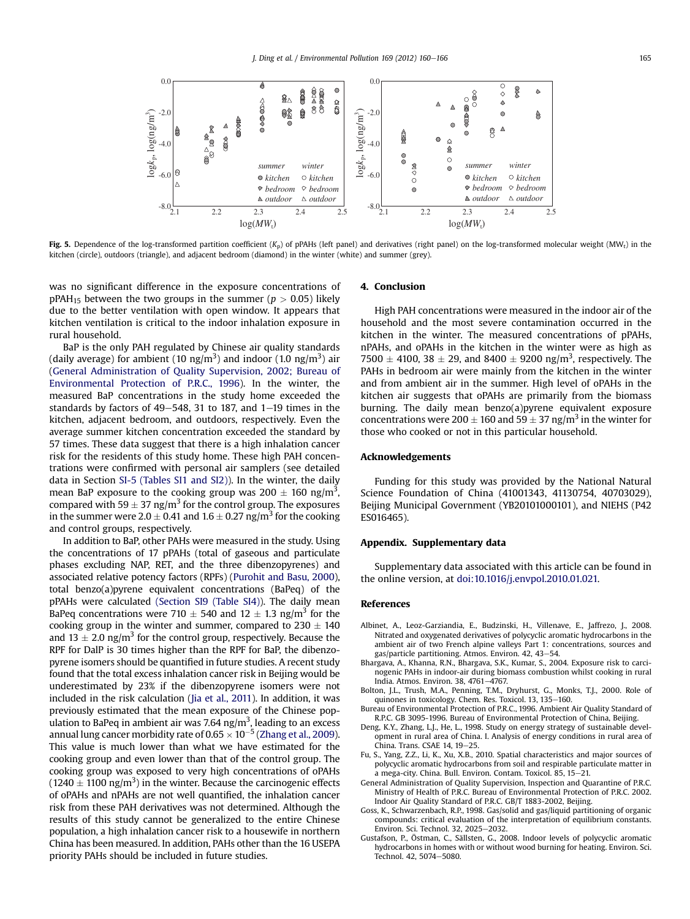**Fig. 5.** Dependence of the log-transformed partition coefficient ($K_p$) of pPAHs (left panel) and derivatives (right panel) on the log-transformed molecular weight ($MW_t$) in the kitchen (circle), outdoors (triangle), and adjacent bedroom (diamond) in the winter (white) and summer (grey).

was no significant difference in the exposure concentrations of $pPAH_{15}$ between the two groups in the summer ($p > 0.05$) likely due to the better ventilation with open window. It appears that kitchen ventilation is critical to the indoor inhalation exposure in rural household.

BaP is the only PAH regulated by Chinese air quality standards (daily average) for ambient (10 ng/m$^3$) and indoor (1.0 ng/m$^3$) air (General Administration of Quality Supervision, 2002; Bureau of Environmental Protection of P.R.C., 1996). In the winter, the measured BaP concentrations in the study home exceeded the standards by factors of 49–548, 31 to 187, and 1–19 times in the kitchen, adjacent bedroom, and outdoors, respectively. Even the average summer kitchen concentration exceeded the standard by 57 times. These data suggest that there is a high inhalation cancer risk for the residents of this study home. These high PAH concentrations were confirmed with personal air samplers (see detailed data in Section SI-5 (Tables SI1 and SI2)). In the winter, the daily mean BaP exposure to the cooking group was $200 \pm 160$ ng/m$^3$, compared with $59 \pm 37$ ng/m$^3$ for the control group. The exposures in the summer were $2.0 \pm 0.41$ and $1.6 \pm 0.27$ ng/m$^3$ for the cooking and control groups, respectively.

In addition to BaP, other PAHs were measured in the study. Using the concentrations of 17 pPAHs (total of gaseous and particulate phases excluding NAP, RET, and the three dibenzopyrenes) and associated relative potency factors (RPFs) (Purohit and Basu, 2000), total benzo(a)pyrene equivalent concentrations (BaPeq) of the pPAHs were calculated (Section SI9 (Table SI4)). The daily mean BaPeq concentrations were $710 \pm 540$ and $12 \pm 1.3$ ng/m$^3$ for the cooking group in the winter and summer, compared to $230 \pm 140$ and $13 \pm 2.0$ ng/m$^3$ for the control group, respectively. Because the RPF for DalP is 30 times higher than the RPF for BaP, the dibenzopyrene isomers should be quantified in future studies. A recent study found that the total excess inhalation cancer risk in Beijing would be underestimated by 23% if the dibenzopyrene isomers were not included in the risk calculation (Jia et al., 2011). In addition, it was previously estimated that the mean exposure of the Chinese population to BaPeq in ambient air was 7.64 ng/m$^3$, leading to an excess annual lung cancer morbidity rate of $0.65 \times 10^{-5}$ (Zhang et al., 2009). This value is much lower than what we have estimated for the cooking group and even lower than that of the control group. The cooking group was exposed to very high concentrations of oPAHs ($1240 \pm 1100$ ng/m$^3$) in the winter. Because the carcinogenic effects of oPAHs and nPAHs are not well quantified, the inhalation cancer risk from these PAH derivatives was not determined. Although the results of this study cannot be generalized to the entire Chinese population, a high inhalation cancer risk to a housewife in northern China has been measured. In addition, PAHs other than the 16 USEPA priority PAHs should be included in future studies.

## 4. Conclusion

High PAH concentrations were measured in the indoor air of the household and the most severe contamination occurred in the kitchen in the winter. The measured concentrations of pPAHs, nPAHs, and oPAHs in the kitchen in the winter were as high as $7500 \pm 4100$, $38 \pm 29$, and $8400 \pm 9200$ ng/m$^3$, respectively. The PAHs in bedroom air were mainly from the kitchen in the winter and from ambient air in the summer. High level of oPAHs in the kitchen air suggests that oPAHs are primarily from the biomass burning. The daily mean benzo(a)pyrene equivalent exposure concentrations were $200 \pm 160$ and $59 \pm 37$ ng/m$^3$ in the winter for those who cooked or not in this particular household.

## Acknowledgements

Funding for this study was provided by the National Natural Science Foundation of China (41001343, 41130754, 40703029), Beijing Municipal Government (YB20101000101), and NIEHS (P42 ES016465).

## Appendix. Supplementary data

Supplementary data associated with this article can be found in the online version, at doi:10.1016/j.envpol.2010.01.021.

## References

Albinet, A., Leoz-Garziandia, E., Budzinski, H., Villenave, E., Jaffrezo, J., 2008. Nitrated and oxygenated derivatives of polycyclic aromatic hydrocarbons in the ambient air of two French alpine valleys Part 1: concentrations, sources and gas/particle partitioning. Atmos. Environ. 42, 43–54.

Bhargava, A., Khanna, R.N., Bhargava, S.K., Kumar, S., 2004. Exposure risk to carcinogenic PAHs in indoor-air during biomass combustion whilst cooking in rural India. Atmos. Environ. 38, 4761–4767.

Bolton, J.L., Trush, M.A., Penning, T.M., Dryhurst, G., Monks, T.J., 2000. Role of quinones in toxicology. Chem. Res. Toxicol. 13, 135–160.

Bureau of Environmental Protection of P.R.C., 1996. Ambient Air Quality Standard of R.P.C. GB 3095-1996. Bureau of Environmental Protection of China, Beijing.

Deng, K.Y., Zhang, L.J., He, L., 1998. Study on energy strategy of sustainable development in rural area of China. I. Analysis of energy conditions in rural area of China. Trans. CSAE 14, 19–25.

Fu, S., Yang, Z.Z., Li, K., Xu, X.B., 2010. Spatial characteristics and major sources of polycyclic aromatic hydrocarbons from soil and respirable particulate matter in a mega-city. China. Bull. Environ. Contam. Toxicol. 85, 15–21.

General Administration of Quality Supervision, Inspection and Quarantine of P.R.C. Ministry of Health of P.R.C. Bureau of Environmental Protection of P.R.C. 2002. Indoor Air Quality Standard of P.R.C. GB/T 1883-2002, Beijing.

Goss, K., Schwarzenbach, R.P., 1998. Gas/solid and gas/liquid partitioning of organic compounds: critical evaluation of the interpretation of equilibrium constants. Environ. Sci. Technol. 32, 2025–2032.

Gustafson, P., Östman, C., Sällsten, G., 2008. Indoor levels of polycyclic aromatic hydrocarbons in homes with or without wood burning for heating. Environ. Sci. Technol. 42, 5074–5080.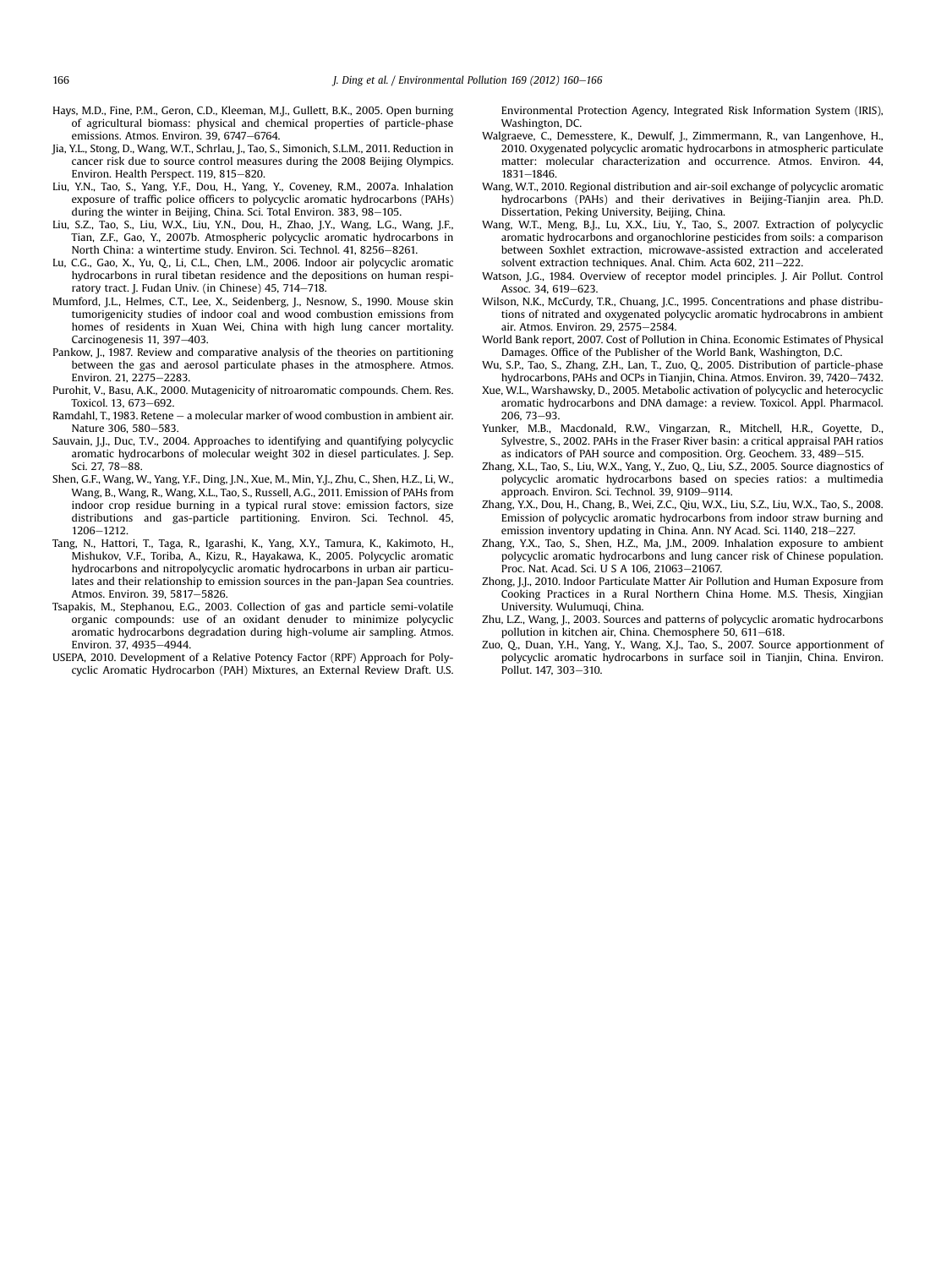Hays, M.D., Fine, P.M., Geron, C.D., Kleeman, M.J., Gullett, B.K., 2005. Open burning of agricultural biomass: physical and chemical properties of particle-phase emissions. Atmos. Environ. 39, 6747–6764.

Jia, Y.L., Stong, D., Wang, W.T., Schrlau, J., Tao, S., Simonich, S.L.M., 2011. Reduction in cancer risk due to source control measures during the 2008 Beijing Olympics. Environ. Health Perspect. 119, 815–820.

Liu, Y.N., Tao, S., Yang, Y.F., Dou, H., Yang, Y., Coveney, R.M., 2007a. Inhalation exposure of traffic police officers to polycyclic aromatic hydrocarbons (PAHs) during the winter in Beijing, China. Sci. Total Environ. 383, 98–105.

Liu, S.Z., Tao, S., Liu, W.X., Liu, Y.N., Dou, H., Zhao, J.Y., Wang, L.G., Wang, J.F., Tian, Z.F., Gao, Y., 2007b. Atmospheric polycyclic aromatic hydrocarbons in North China: a wintertime study. Environ. Sci. Technol. 41, 8256–8261.

Lu, C.G., Gao, X., Yu, Q., Li, C.L., Chen, L.M., 2006. Indoor air polycyclic aromatic hydrocarbons in rural tibetan residence and the depositions on human respiratory tract. J. Fudan Univ. (in Chinese) 45, 714–718.

Mumford, J.L., Helmes, C.T., Lee, X., Seidenberg, J., Nesnow, S., 1990. Mouse skin tumorigenicity studies of indoor coal and wood combustion emissions from homes of residents in Xuan Wei, China with high lung cancer mortality. Carcinogenesis 11, 397–403.

Pankow, J., 1987. Review and comparative analysis of the theories on partitioning between the gas and aerosol particulate phases in the atmosphere. Atmos. Environ. 21, 2275–2283.

Purohit, V., Basu, A.K., 2000. Mutagenicity of nitroaromatic compounds. Chem. Res. Toxicol. 13, 673–692.

Ramdahl, T., 1983. Retene – a molecular marker of wood combustion in ambient air. Nature 306, 580–583.

Sauvain, J.J., Duc, T.V., 2004. Approaches to identifying and quantifying polycyclic aromatic hydrocarbons of molecular weight 302 in diesel particulates. J. Sep. Sci. 27, 78–88.

Shen, G.F., Wang, W., Yang, Y.F., Ding, J.N., Xue, M., Min, Y.J., Zhu, C., Shen, H.Z., Li, W., Wang, B., Wang, R., Wang, X.L., Tao, S., Russell, A.G., 2011. Emission of PAHs from indoor crop residue burning in a typical rural stove: emission factors, size distributions and gas-particle partitioning. Environ. Sci. Technol. 45, 1206–1212.

Tang, N., Hattori, T., Taga, R., Igarashi, K., Yang, X.Y., Tamura, K., Kakimoto, H., Mishukov, V.F., Toriba, A., Kizu, R., Hayakawa, K., 2005. Polycyclic aromatic hydrocarbons and nitropolycyclic aromatic hydrocarbons in urban air particulates and their relationship to emission sources in the pan-Japan Sea countries. Atmos. Environ. 39, 5817–5826.

Tsapakis, M., Stephanou, E.G., 2003. Collection of gas and particle semi-volatile organic compounds: use of an oxidant denuder to minimize polycyclic aromatic hydrocarbons degradation during high-volume air sampling. Atmos. Environ. 37, 4935–4944.

USEPA, 2010. Development of a Relative Potency Factor (RPF) Approach for Polycyclic Aromatic Hydrocarbon (PAH) Mixtures, an External Review Draft. U.S. Environmental Protection Agency, Integrated Risk Information System (IRIS), Washington, DC.

Walgraeve, C., Demesstere, K., Dewulf, J., Zimmermann, R., van Langenhove, H., 2010. Oxygenated polycyclic aromatic hydrocarbons in atmospheric particulate matter: molecular characterization and occurrence. Atmos. Environ. 44, 1831–1846.

Wang, W.T., 2010. Regional distribution and air-soil exchange of polycyclic aromatic hydrocarbons (PAHs) and their derivatives in Beijing-Tianjin area. Ph.D. Dissertation, Peking University, Beijing, China.

Wang, W.T., Meng, B.J., Lu, X.X., Liu, Y., Tao, S., 2007. Extraction of polycyclic aromatic hydrocarbons and organochlorine pesticides from soils: a comparison between Soxhlet extraction, microwave-assisted extraction and accelerated solvent extraction techniques. Anal. Chim. Acta 602, 211–222.

Watson, J.G., 1984. Overview of receptor model principles. J. Air Pollut. Control Assoc. 34, 619–623.

Wilson, N.K., McCurdy, T.R., Chuang, J.C., 1995. Concentrations and phase distributions of nitrated and oxygenated polycyclic aromatic hydrocabrons in ambient air. Atmos. Environ. 29, 2575–2584.

World Bank report, 2007. Cost of Pollution in China. Economic Estimates of Physical Damages. Office of the Publisher of the World Bank, Washington, D.C.

Wu, S.P., Tao, S., Zhang, Z.H., Lan, T., Zuo, Q., 2005. Distribution of particle-phase hydrocarbons, PAHs and OCPs in Tianjin, China. Atmos. Environ. 39, 7420–7432.

Xue, W.L., Warshawsky, D., 2005. Metabolic activation of polycyclic and heterocyclic aromatic hydrocarbons and DNA damage: a review. Toxicol. Appl. Pharmacol. 206, 73–93.

Yunker, M.B., Macdonald, R.W., Vingarzan, R., Mitchell, H.R., Goyette, D., Sylvestre, S., 2002. PAHs in the Fraser River basin: a critical appraisal PAH ratios as indicators of PAH source and composition. Org. Geochem. 33, 489–515.

Zhang, X.L., Tao, S., Liu, W.X., Yang, Y., Zuo, Q., Liu, S.Z., 2005. Source diagnostics of polycyclic aromatic hydrocarbons based on species ratios: a multimedia approach. Environ. Sci. Technol. 39, 9109–9114.

Zhang, Y.X., Dou, H., Chang, B., Wei, Z.C., Qiu, W.X., Liu, S.Z., Liu, W.X., Tao, S., 2008. Emission of polycyclic aromatic hydrocarbons from indoor straw burning and emission inventory updating in China. Ann. NY Acad. Sci. 1140, 218–227.

Zhang, Y.X., Tao, S., Shen, H.Z., Ma, J.M., 2009. Inhalation exposure to ambient polycyclic aromatic hydrocarbons and lung cancer risk of Chinese population. Proc. Nat. Acad. Sci. U S A 106, 21063–21067.

Zhong, J.J., 2010. Indoor Particulate Matter Air Pollution and Human Exposure from Cooking Practices in a Rural Northern China Home. M.S. Thesis, Xingjian University. Wulumuqi, China.

Zhu, L.Z., Wang, J., 2003. Sources and patterns of polycyclic aromatic hydrocarbons pollution in kitchen air, China. Chemosphere 50, 611–618.

Zuo, Q., Duan, Y.H., Yang, Y., Wang, X.J., Tao, S., 2007. Source apportionment of polycyclic aromatic hydrocarbons in surface soil in Tianjin, China. Environ. Pollut. 147, 303–310.